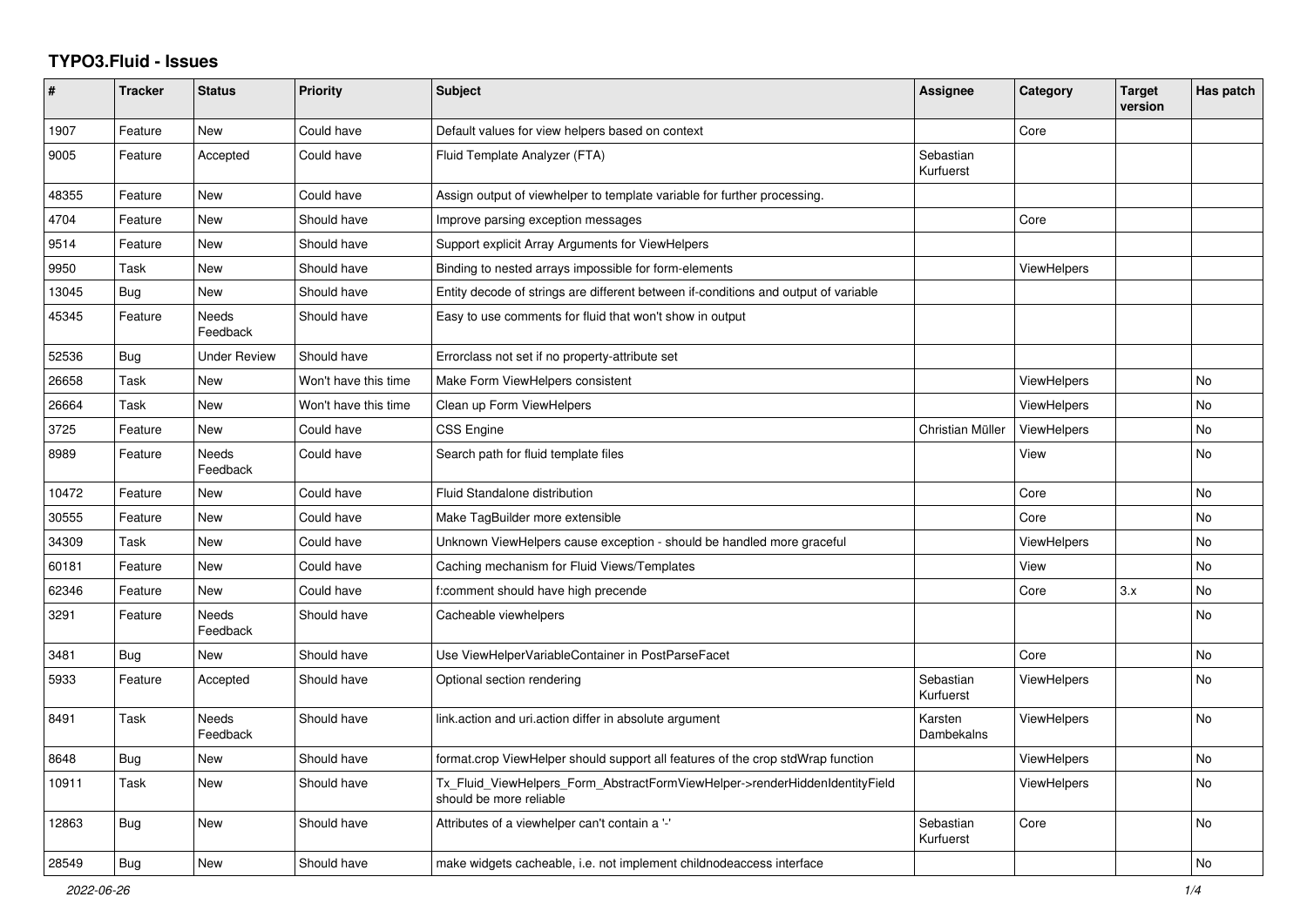# TYPO3.Fluid - Issues

| # | Tracker | Status | Priority | Subject | Assignee | Category | Target version | Has patch |
|---|---|---|---|---|---|---|---|---|
| 1907 | Feature | New | Could have | Default values for view helpers based on context | | Core | | |
| 9005 | Feature | Accepted | Could have | Fluid Template Analyzer (FTA) | Sebastian Kurfuerst | | | |
| 48355 | Feature | New | Could have | Assign output of viewhelper to template variable for further processing. | | | | |
| 4704 | Feature | New | Should have | Improve parsing exception messages | | Core | | |
| 9514 | Feature | New | Should have | Support explicit Array Arguments for ViewHelpers | | | | |
| 9950 | Task | New | Should have | Binding to nested arrays impossible for form-elements | | ViewHelpers | | |
| 13045 | Bug | New | Should have | Entity decode of strings are different between if-conditions and output of variable | | | | |
| 45345 | Feature | Needs Feedback | Should have | Easy to use comments for fluid that won't show in output | | | | |
| 52536 | Bug | Under Review | Should have | Errorclass not set if no property-attribute set | | | | |
| 26658 | Task | New | Won't have this time | Make Form ViewHelpers consistent | | ViewHelpers | | No |
| 26664 | Task | New | Won't have this time | Clean up Form ViewHelpers | | ViewHelpers | | No |
| 3725 | Feature | New | Could have | CSS Engine | Christian Müller | ViewHelpers | | No |
| 8989 | Feature | Needs Feedback | Could have | Search path for fluid template files | | View | | No |
| 10472 | Feature | New | Could have | Fluid Standalone distribution | | Core | | No |
| 30555 | Feature | New | Could have | Make TagBuilder more extensible | | Core | | No |
| 34309 | Task | New | Could have | Unknown ViewHelpers cause exception - should be handled more graceful | | ViewHelpers | | No |
| 60181 | Feature | New | Could have | Caching mechanism for Fluid Views/Templates | | View | | No |
| 62346 | Feature | New | Could have | f:comment should have high precende | | Core | 3.x | No |
| 3291 | Feature | Needs Feedback | Should have | Cacheable viewhelpers | | | | No |
| 3481 | Bug | New | Should have | Use ViewHelperVariableContainer in PostParseFacet | | Core | | No |
| 5933 | Feature | Accepted | Should have | Optional section rendering | Sebastian Kurfuerst | ViewHelpers | | No |
| 8491 | Task | Needs Feedback | Should have | link.action and uri.action differ in absolute argument | Karsten Dambekalns | ViewHelpers | | No |
| 8648 | Bug | New | Should have | format.crop ViewHelper should support all features of the crop stdWrap function | | ViewHelpers | | No |
| 10911 | Task | New | Should have | Tx_Fluid_ViewHelpers_Form_AbstractFormViewHelper->renderHiddenIdentityField should be more reliable | | ViewHelpers | | No |
| 12863 | Bug | New | Should have | Attributes of a viewhelper can't contain a '-' | Sebastian Kurfuerst | Core | | No |
| 28549 | Bug | New | Should have | make widgets cacheable, i.e. not implement childnodeaccess interface | | | | No |

2022-06-26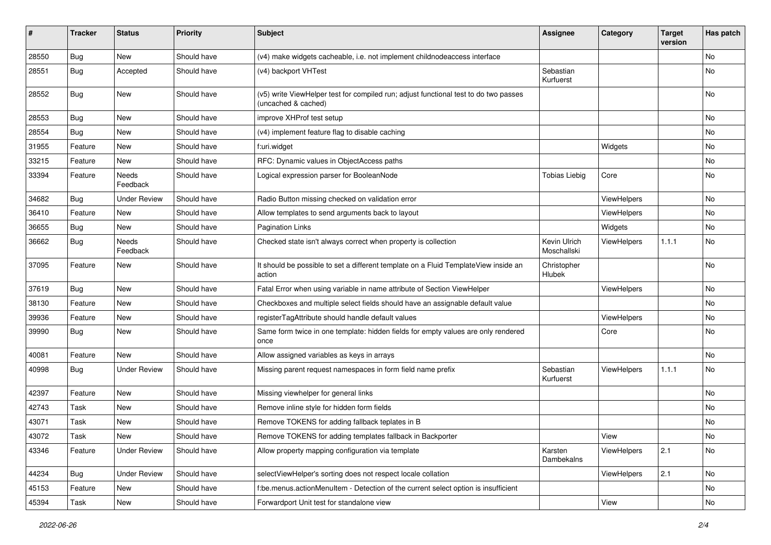| # | Tracker | Status | Priority | Subject | Assignee | Category | Target version | Has patch |
|---|---|---|---|---|---|---|---|---|
| 28550 | Bug | New | Should have | (v4) make widgets cacheable, i.e. not implement childnodeaccess interface | | | | No |
| 28551 | Bug | Accepted | Should have | (v4) backport VHTest | Sebastian Kurfuerst | | | No |
| 28552 | Bug | New | Should have | (v5) write ViewHelper test for compiled run; adjust functional test to do two passes (uncached & cached) | | | | No |
| 28553 | Bug | New | Should have | improve XHProf test setup | | | | No |
| 28554 | Bug | New | Should have | (v4) implement feature flag to disable caching | | | | No |
| 31955 | Feature | New | Should have | f:uri.widget | | Widgets | | No |
| 33215 | Feature | New | Should have | RFC: Dynamic values in ObjectAccess paths | | | | No |
| 33394 | Feature | Needs Feedback | Should have | Logical expression parser for BooleanNode | Tobias Liebig | Core | | No |
| 34682 | Bug | Under Review | Should have | Radio Button missing checked on validation error | | ViewHelpers | | No |
| 36410 | Feature | New | Should have | Allow templates to send arguments back to layout | | ViewHelpers | | No |
| 36655 | Bug | New | Should have | Pagination Links | | Widgets | | No |
| 36662 | Bug | Needs Feedback | Should have | Checked state isn't always correct when property is collection | Kevin Ulrich Moschallski | ViewHelpers | 1.1.1 | No |
| 37095 | Feature | New | Should have | It should be possible to set a different template on a Fluid TemplateView inside an action | Christopher Hlubek | | | No |
| 37619 | Bug | New | Should have | Fatal Error when using variable in name attribute of Section ViewHelper | | ViewHelpers | | No |
| 38130 | Feature | New | Should have | Checkboxes and multiple select fields should have an assignable default value | | | | No |
| 39936 | Feature | New | Should have | registerTagAttribute should handle default values | | ViewHelpers | | No |
| 39990 | Bug | New | Should have | Same form twice in one template: hidden fields for empty values are only rendered once | | Core | | No |
| 40081 | Feature | New | Should have | Allow assigned variables as keys in arrays | | | | No |
| 40998 | Bug | Under Review | Should have | Missing parent request namespaces in form field name prefix | Sebastian Kurfuerst | ViewHelpers | 1.1.1 | No |
| 42397 | Feature | New | Should have | Missing viewhelper for general links | | | | No |
| 42743 | Task | New | Should have | Remove inline style for hidden form fields | | | | No |
| 43071 | Task | New | Should have | Remove TOKENS for adding fallback teplates in B | | | | No |
| 43072 | Task | New | Should have | Remove TOKENS for adding templates fallback in Backporter | | View | | No |
| 43346 | Feature | Under Review | Should have | Allow property mapping configuration via template | Karsten Dambekalns | ViewHelpers | 2.1 | No |
| 44234 | Bug | Under Review | Should have | selectViewHelper's sorting does not respect locale collation | | ViewHelpers | 2.1 | No |
| 45153 | Feature | New | Should have | f:be.menus.actionMenuItem - Detection of the current select option is insufficient | | | | No |
| 45394 | Task | New | Should have | Forwardport Unit test for standalone view | | View | | No |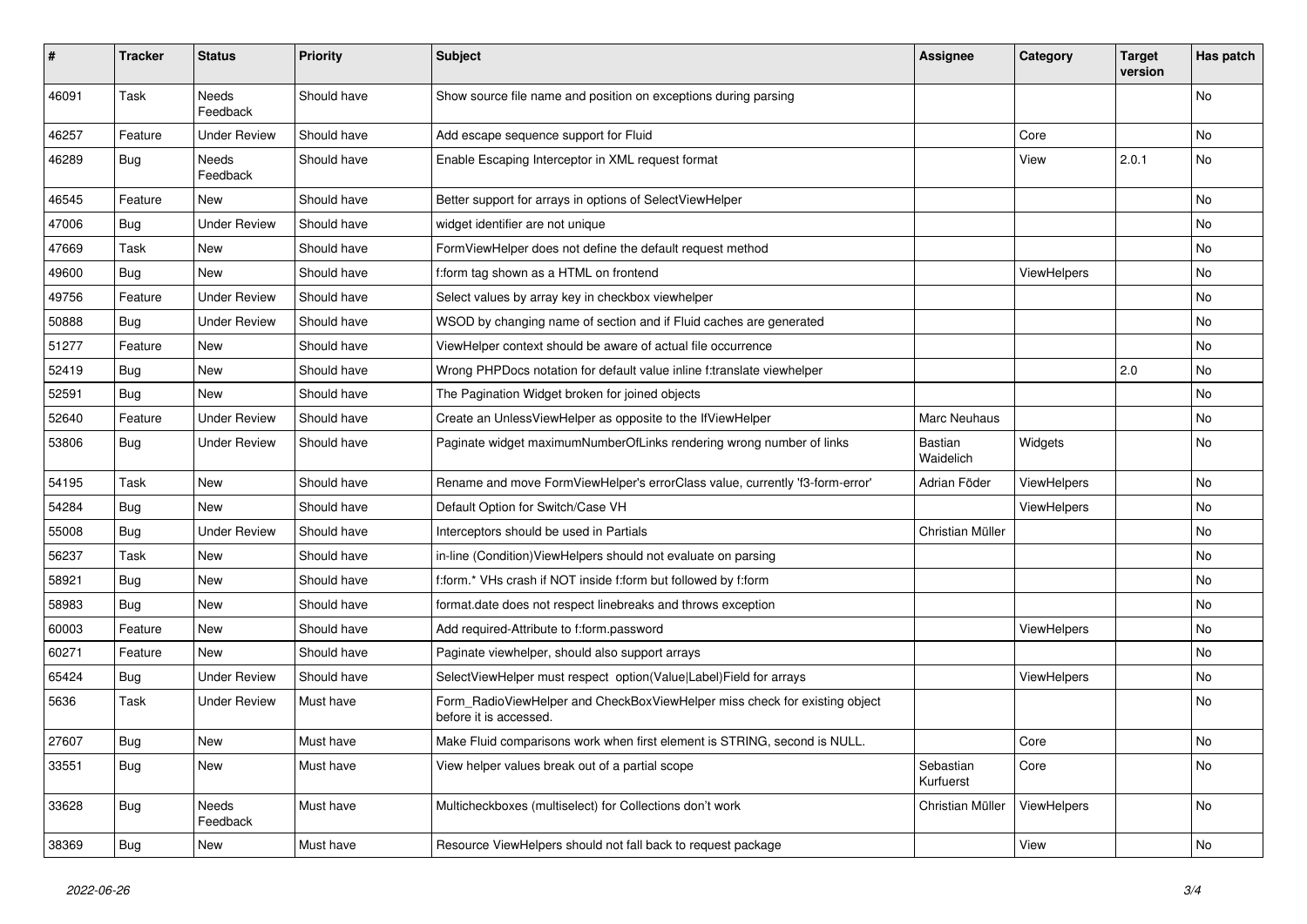| # | Tracker | Status | Priority | Subject | Assignee | Category | Target version | Has patch |
|---|---|---|---|---|---|---|---|---|
| 46091 | Task | Needs Feedback | Should have | Show source file name and position on exceptions during parsing | | | | No |
| 46257 | Feature | Under Review | Should have | Add escape sequence support for Fluid | | Core | | No |
| 46289 | Bug | Needs Feedback | Should have | Enable Escaping Interceptor in XML request format | | View | 2.0.1 | No |
| 46545 | Feature | New | Should have | Better support for arrays in options of SelectViewHelper | | | | No |
| 47006 | Bug | Under Review | Should have | widget identifier are not unique | | | | No |
| 47669 | Task | New | Should have | FormViewHelper does not define the default request method | | | | No |
| 49600 | Bug | New | Should have | f:form tag shown as a HTML on frontend | | ViewHelpers | | No |
| 49756 | Feature | Under Review | Should have | Select values by array key in checkbox viewhelper | | | | No |
| 50888 | Bug | Under Review | Should have | WSOD by changing name of section and if Fluid caches are generated | | | | No |
| 51277 | Feature | New | Should have | ViewHelper context should be aware of actual file occurrence | | | | No |
| 52419 | Bug | New | Should have | Wrong PHPDocs notation for default value inline f:translate viewhelper | | | 2.0 | No |
| 52591 | Bug | New | Should have | The Pagination Widget broken for joined objects | | | | No |
| 52640 | Feature | Under Review | Should have | Create an UnlessViewHelper as opposite to the IfViewHelper | Marc Neuhaus | | | No |
| 53806 | Bug | Under Review | Should have | Paginate widget maximumNumberOfLinks rendering wrong number of links | Bastian Waidelich | Widgets | | No |
| 54195 | Task | New | Should have | Rename and move FormViewHelper's errorClass value, currently 'f3-form-error' | Adrian Föder | ViewHelpers | | No |
| 54284 | Bug | New | Should have | Default Option for Switch/Case VH | | ViewHelpers | | No |
| 55008 | Bug | Under Review | Should have | Interceptors should be used in Partials | Christian Müller | | | No |
| 56237 | Task | New | Should have | in-line (Condition)ViewHelpers should not evaluate on parsing | | | | No |
| 58921 | Bug | New | Should have | f:form.* VHs crash if NOT inside f:form but followed by f:form | | | | No |
| 58983 | Bug | New | Should have | format.date does not respect linebreaks and throws exception | | | | No |
| 60003 | Feature | New | Should have | Add required-Attribute to f:form.password | | ViewHelpers | | No |
| 60271 | Feature | New | Should have | Paginate viewhelper, should also support arrays | | | | No |
| 65424 | Bug | Under Review | Should have | SelectViewHelper must respect option(Value\|Label)Field for arrays | | ViewHelpers | | No |
| 5636 | Task | Under Review | Must have | Form_RadioViewHelper and CheckBoxViewHelper miss check for existing object before it is accessed. | | | | No |
| 27607 | Bug | New | Must have | Make Fluid comparisons work when first element is STRING, second is NULL. | | Core | | No |
| 33551 | Bug | New | Must have | View helper values break out of a partial scope | Sebastian Kurfuerst | Core | | No |
| 33628 | Bug | Needs Feedback | Must have | Multicheckboxes (multiselect) for Collections don't work | Christian Müller | ViewHelpers | | No |
| 38369 | Bug | New | Must have | Resource ViewHelpers should not fall back to request package | | View | | No |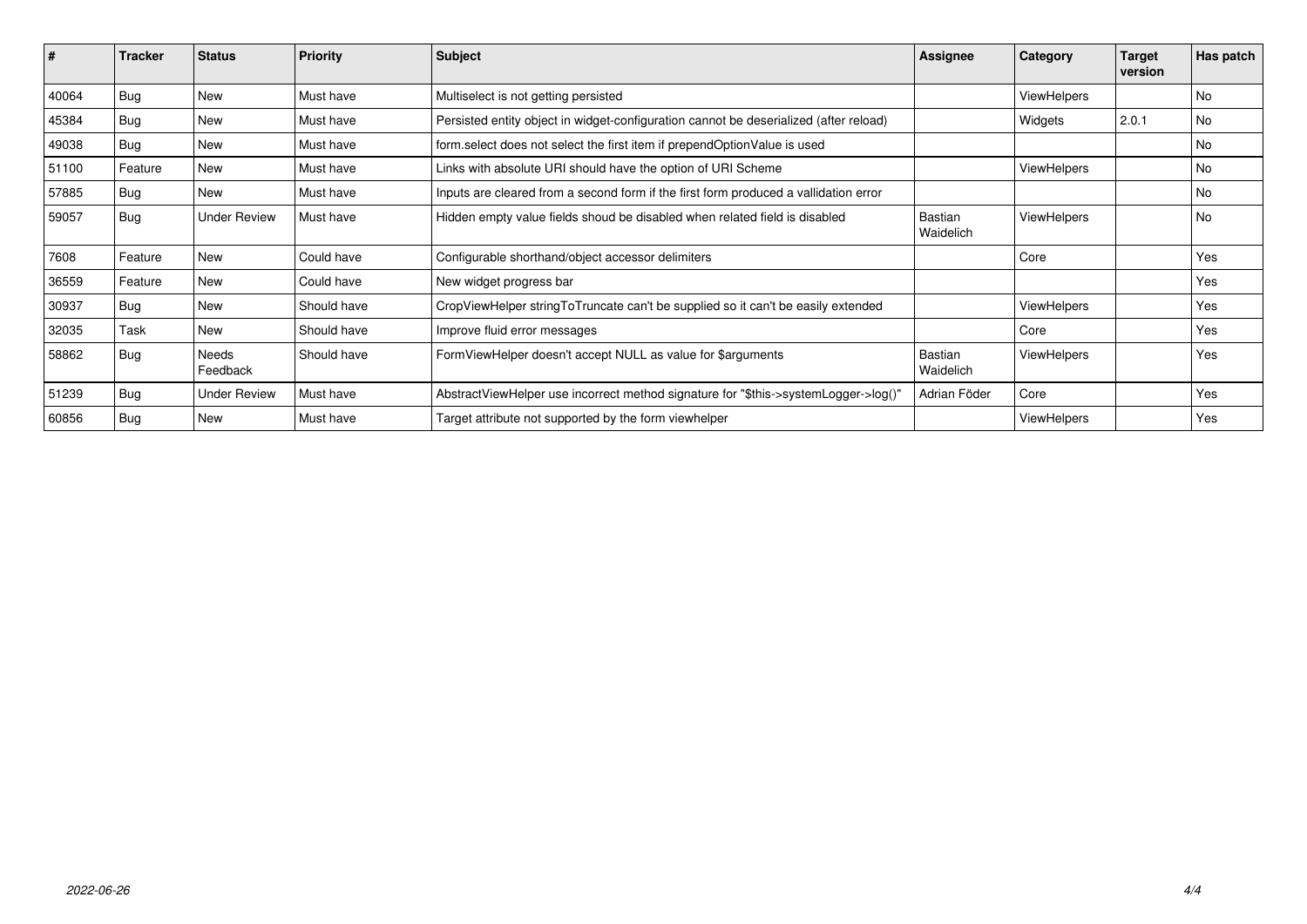| # | Tracker | Status | Priority | Subject | Assignee | Category | Target version | Has patch |
|---|---|---|---|---|---|---|---|---|
| 40064 | Bug | New | Must have | Multiselect is not getting persisted | | ViewHelpers | | No |
| 45384 | Bug | New | Must have | Persisted entity object in widget-configuration cannot be deserialized (after reload) | | Widgets | 2.0.1 | No |
| 49038 | Bug | New | Must have | form.select does not select the first item if prependOptionValue is used | | | | No |
| 51100 | Feature | New | Must have | Links with absolute URI should have the option of URI Scheme | | ViewHelpers | | No |
| 57885 | Bug | New | Must have | Inputs are cleared from a second form if the first form produced a vallidation error | | | | No |
| 59057 | Bug | Under Review | Must have | Hidden empty value fields shoud be disabled when related field is disabled | Bastian Waidelich | ViewHelpers | | No |
| 7608 | Feature | New | Could have | Configurable shorthand/object accessor delimiters | | Core | | Yes |
| 36559 | Feature | New | Could have | New widget progress bar | | | | Yes |
| 30937 | Bug | New | Should have | CropViewHelper stringToTruncate can't be supplied so it can't be easily extended | | ViewHelpers | | Yes |
| 32035 | Task | New | Should have | Improve fluid error messages | | Core | | Yes |
| 58862 | Bug | Needs Feedback | Should have | FormViewHelper doesn't accept NULL as value for $arguments | Bastian Waidelich | ViewHelpers | | Yes |
| 51239 | Bug | Under Review | Must have | AbstractViewHelper use incorrect method signature for "$this->systemLogger->log()" | Adrian Föder | Core | | Yes |
| 60856 | Bug | New | Must have | Target attribute not supported by the form viewhelper | | ViewHelpers | | Yes |

2022-06-26